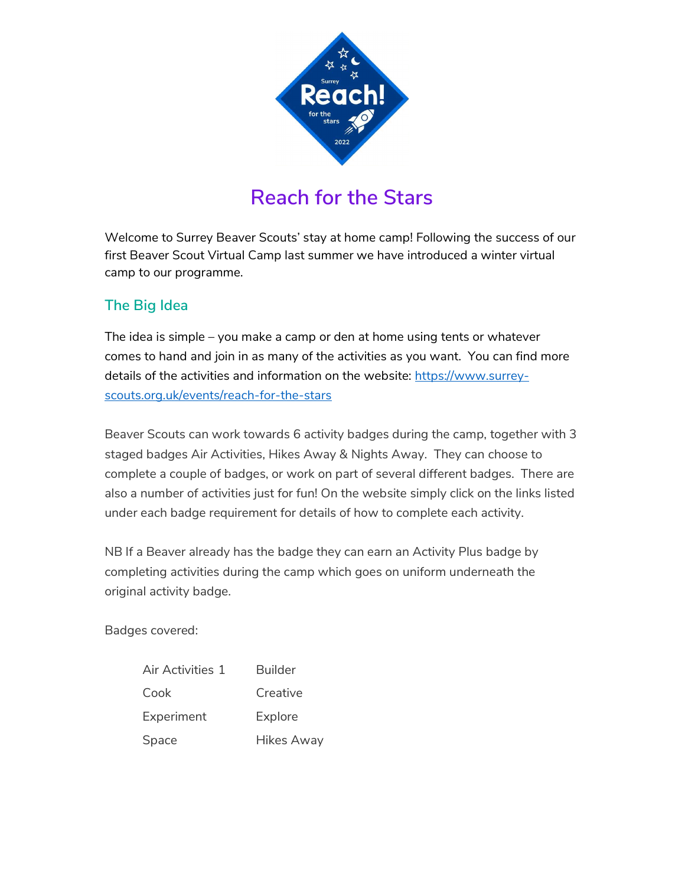# Reach for the Stars

Welcome to Surrey Beaver Scouts' stay at home camp! Following the success of our first Beaver Scout Virtual Camp last summer we have introduced a winter virtual camp to our programme.

## The Big Idea

The idea is simple – you make a camp or den at home using tents or whatever comes to hand and join in as many of the activities as you want. You can find more details of the activities and information on the website: [https://www.surrey-scouts.org.uk/events/reach-for-the-stars](https://www.surrey-scouts.org.uk/events/reach-for-the-stars)

Beaver Scouts can work towards 6 activity badges during the camp, together with 3 staged badges Air Activities, Hikes Away & Nights Away. They can choose to complete a couple of badges, or work on part of several different badges. There are also a number of activities just for fun! On the website simply click on the links listed under each badge requirement for details of how to complete each activity.

NB If a Beaver already has the badge they can earn an Activity Plus badge by completing activities during the camp which goes on uniform underneath the original activity badge.

Badges covered:

| | |
|---|---|
| Air Activities 1 | Builder |
| Cook | Creative |
| Experiment | Explore |
| Space | Hikes Away |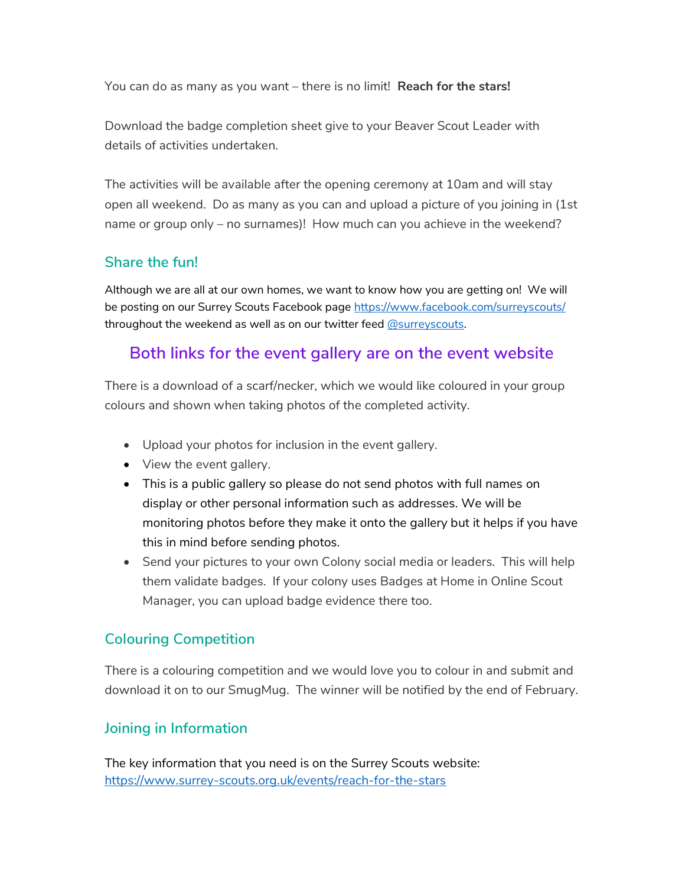You can do as many as you want – there is no limit! **Reach for the stars!**

Download the badge completion sheet give to your Beaver Scout Leader with details of activities undertaken.

The activities will be available after the opening ceremony at 10am and will stay open all weekend. Do as many as you can and upload a picture of you joining in (1st name or group only – no surnames)! How much can you achieve in the weekend?

## Share the fun!

Although we are all at our own homes, we want to know how you are getting on! We will be posting on our Surrey Scouts Facebook page https://www.facebook.com/surreyscouts/ throughout the weekend as well as on our twitter feed @surreyscouts.

## Both links for the event gallery are on the event website

There is a download of a scarf/necker, which we would like coloured in your group colours and shown when taking photos of the completed activity.

- Upload your photos for inclusion in the event gallery.
- View the event gallery.
- This is a public gallery so please do not send photos with full names on display or other personal information such as addresses. We will be monitoring photos before they make it onto the gallery but it helps if you have this in mind before sending photos.
- Send your pictures to your own Colony social media or leaders. This will help them validate badges. If your colony uses Badges at Home in Online Scout Manager, you can upload badge evidence there too.

## Colouring Competition

There is a colouring competition and we would love you to colour in and submit and download it on to our SmugMug. The winner will be notified by the end of February.

## Joining in Information

The key information that you need is on the Surrey Scouts website: https://www.surrey-scouts.org.uk/events/reach-for-the-stars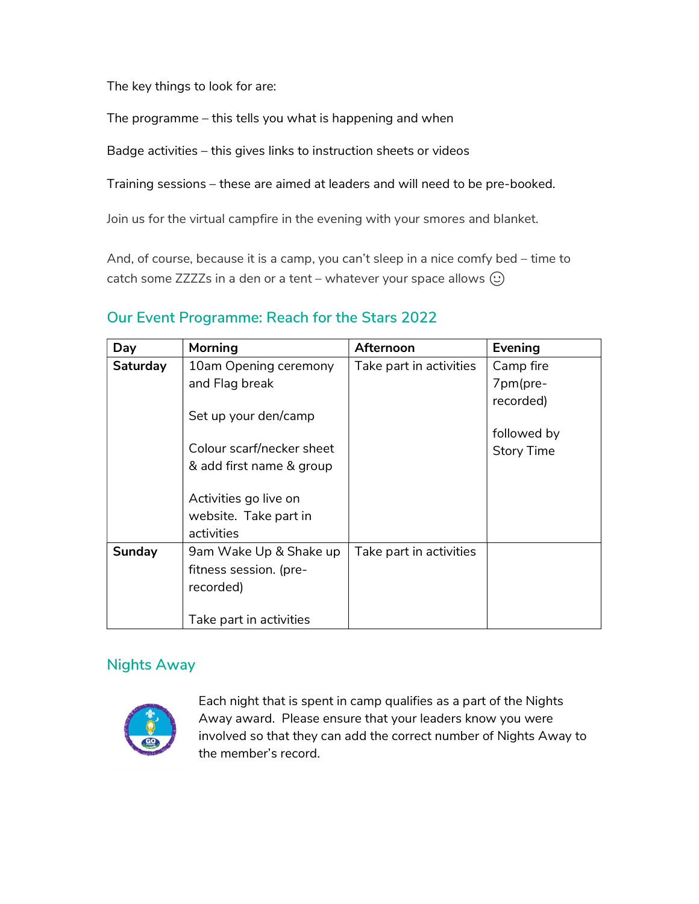The key things to look for are:

The programme – this tells you what is happening and when

Badge activities – this gives links to instruction sheets or videos

Training sessions – these are aimed at leaders and will need to be pre-booked.

Join us for the virtual campfire in the evening with your smores and blanket.

And, of course, because it is a camp, you can't sleep in a nice comfy bed – time to catch some ZZZZs in a den or a tent – whatever your space allows ☺

## Our Event Programme: Reach for the Stars 2022

| Day | Morning | Afternoon | Evening |
|---|---|---|---|
| **Saturday** | 10am Opening ceremony and Flag break<br><br>Set up your den/camp<br><br>Colour scarf/necker sheet & add first name & group<br><br>Activities go live on website. Take part in activities | Take part in activities | Camp fire 7pm(pre-recorded)<br><br>followed by Story Time |
| **Sunday** | 9am Wake Up & Shake up fitness session. (pre-recorded)<br><br>Take part in activities | Take part in activities | |

## Nights Away

Each night that is spent in camp qualifies as a part of the Nights Away award. Please ensure that your leaders know you were involved so that they can add the correct number of Nights Away to the member's record.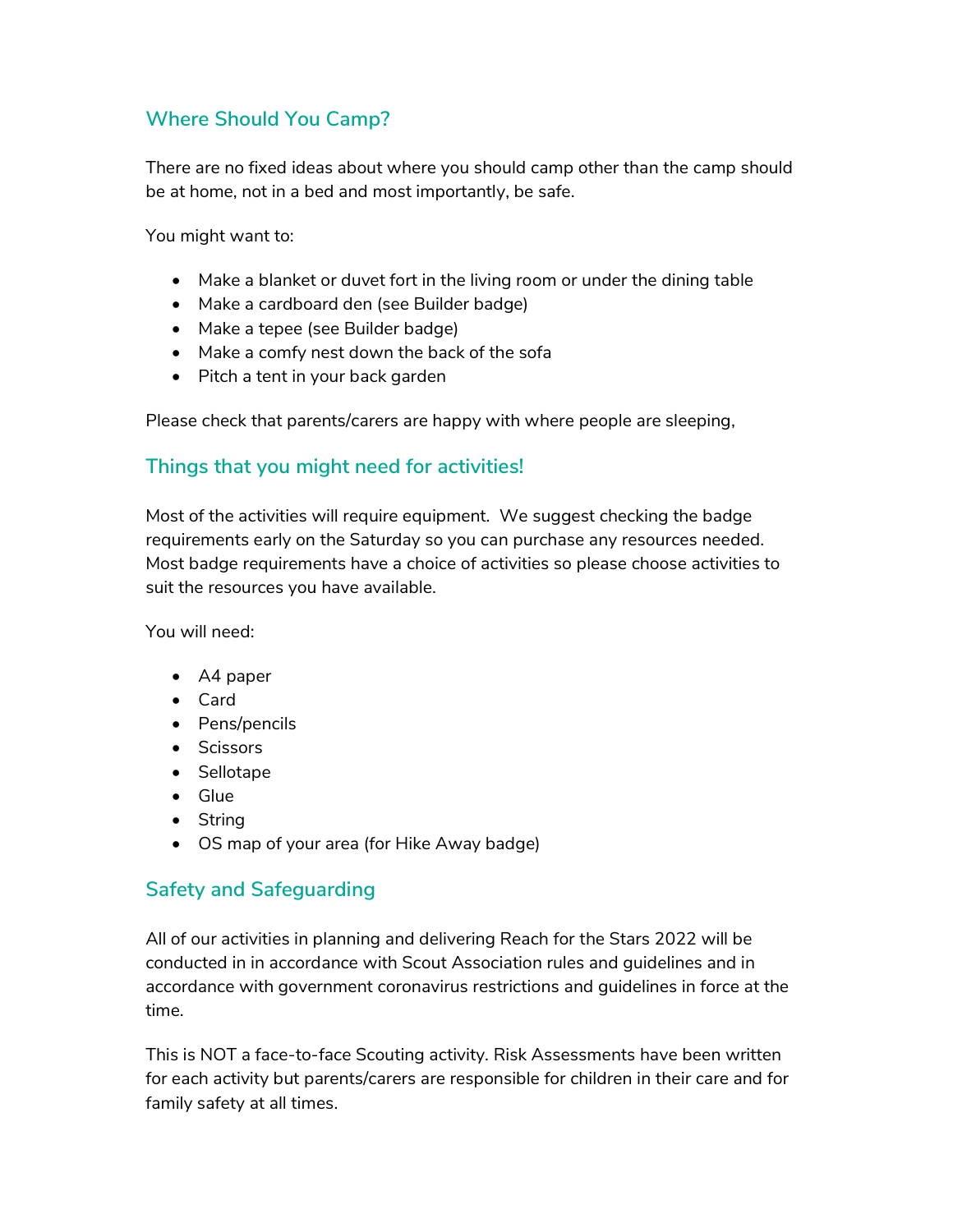## Where Should You Camp?

There are no fixed ideas about where you should camp other than the camp should be at home, not in a bed and most importantly, be safe.

You might want to:

- Make a blanket or duvet fort in the living room or under the dining table
- Make a cardboard den (see Builder badge)
- Make a tepee (see Builder badge)
- Make a comfy nest down the back of the sofa
- Pitch a tent in your back garden

Please check that parents/carers are happy with where people are sleeping,

## Things that you might need for activities!

Most of the activities will require equipment. We suggest checking the badge requirements early on the Saturday so you can purchase any resources needed. Most badge requirements have a choice of activities so please choose activities to suit the resources you have available.

You will need:

- A4 paper
- Card
- Pens/pencils
- Scissors
- Sellotape
- Glue
- String
- OS map of your area (for Hike Away badge)

## Safety and Safeguarding

All of our activities in planning and delivering Reach for the Stars 2022 will be conducted in in accordance with Scout Association rules and guidelines and in accordance with government coronavirus restrictions and guidelines in force at the time.

This is NOT a face-to-face Scouting activity. Risk Assessments have been written for each activity but parents/carers are responsible for children in their care and for family safety at all times.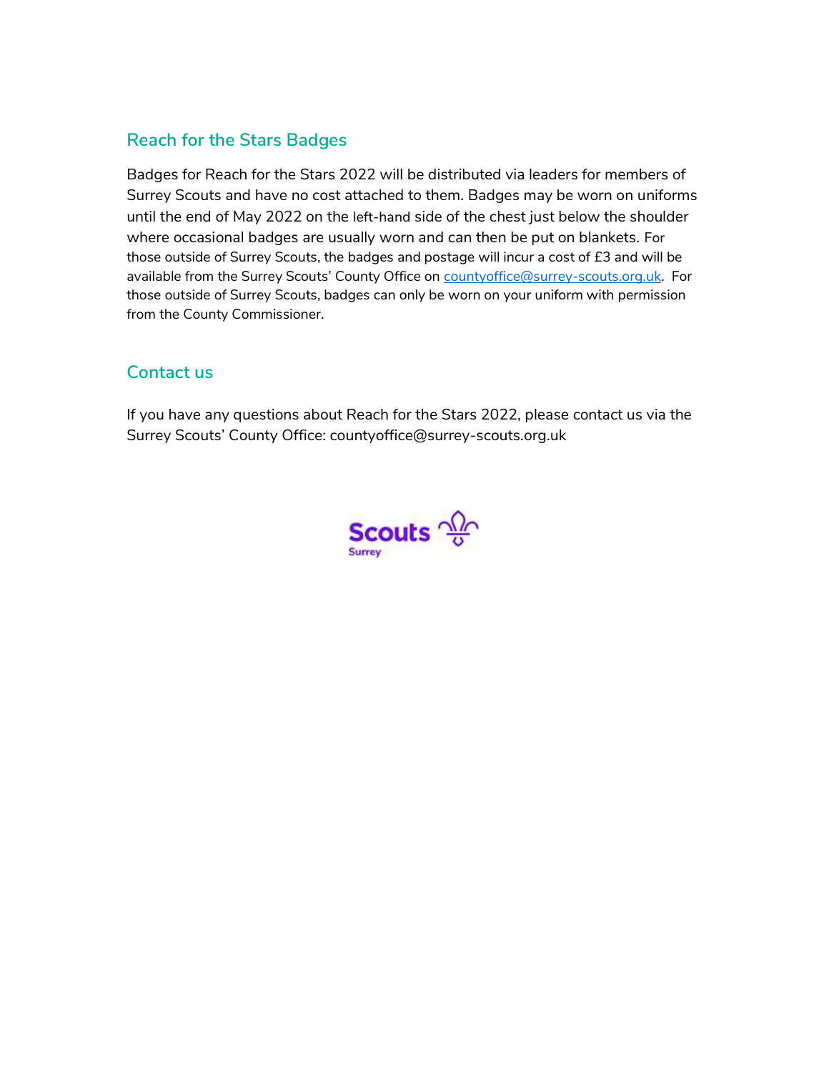## Reach for the Stars Badges

Badges for Reach for the Stars 2022 will be distributed via leaders for members of Surrey Scouts and have no cost attached to them. Badges may be worn on uniforms until the end of May 2022 on the left-hand side of the chest just below the shoulder where occasional badges are usually worn and can then be put on blankets. For those outside of Surrey Scouts, the badges and postage will incur a cost of £3 and will be available from the Surrey Scouts' County Office on countyoffice@surrey-scouts.org.uk. For those outside of Surrey Scouts, badges can only be worn on your uniform with permission from the County Commissioner.

## Contact us

If you have any questions about Reach for the Stars 2022, please contact us via the Surrey Scouts' County Office: countyoffice@surrey-scouts.org.uk

Scouts
Surrey